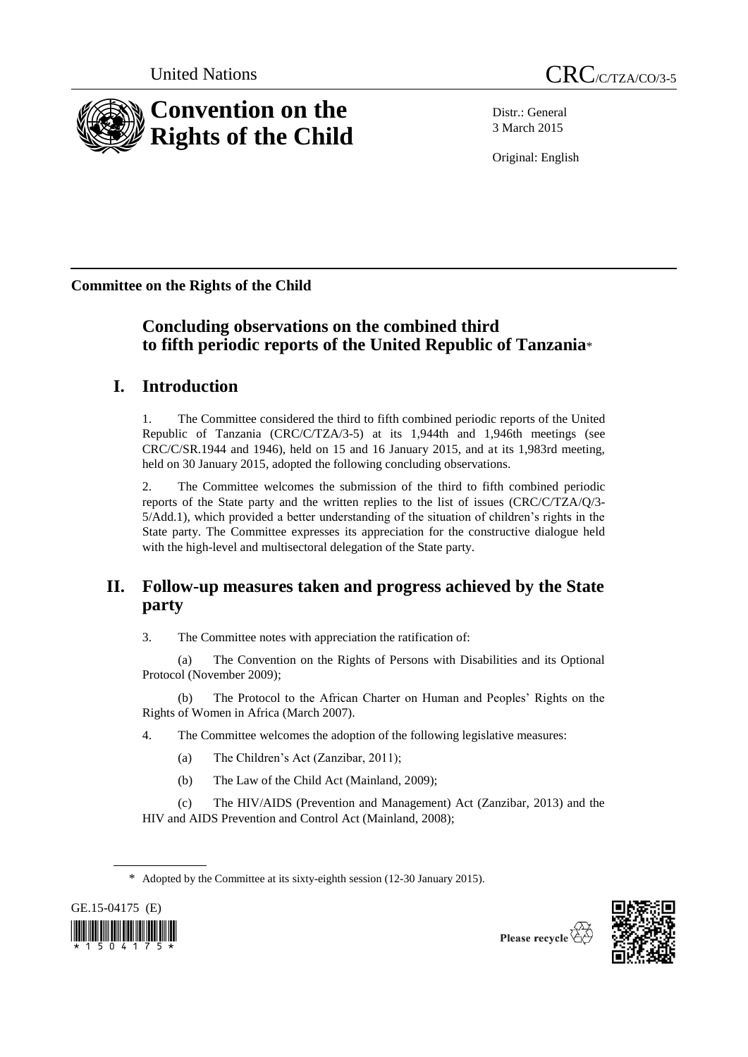United Nations

CRC/C/TZA/CO/3-5

# Convention on the Rights of the Child

Distr.: General
3 March 2015

Original: English

**Committee on the Rights of the Child**

## Concluding observations on the combined third to fifth periodic reports of the United Republic of Tanzania*

## I. Introduction

1. The Committee considered the third to fifth combined periodic reports of the United Republic of Tanzania (CRC/C/TZA/3-5) at its 1,944th and 1,946th meetings (see CRC/C/SR.1944 and 1946), held on 15 and 16 January 2015, and at its 1,983rd meeting, held on 30 January 2015, adopted the following concluding observations.

2. The Committee welcomes the submission of the third to fifth combined periodic reports of the State party and the written replies to the list of issues (CRC/C/TZA/Q/3-5/Add.1), which provided a better understanding of the situation of children's rights in the State party. The Committee expresses its appreciation for the constructive dialogue held with the high-level and multisectoral delegation of the State party.

## II. Follow-up measures taken and progress achieved by the State party

3. The Committee notes with appreciation the ratification of:

(a) The Convention on the Rights of Persons with Disabilities and its Optional Protocol (November 2009);

(b) The Protocol to the African Charter on Human and Peoples' Rights on the Rights of Women in Africa (March 2007).

4. The Committee welcomes the adoption of the following legislative measures:

(a) The Children's Act (Zanzibar, 2011);

(b) The Law of the Child Act (Mainland, 2009);

(c) The HIV/AIDS (Prevention and Management) Act (Zanzibar, 2013) and the HIV and AIDS Prevention and Control Act (Mainland, 2008);

\* Adopted by the Committee at its sixty-eighth session (12-30 January 2015).

GE.15-04175 (E)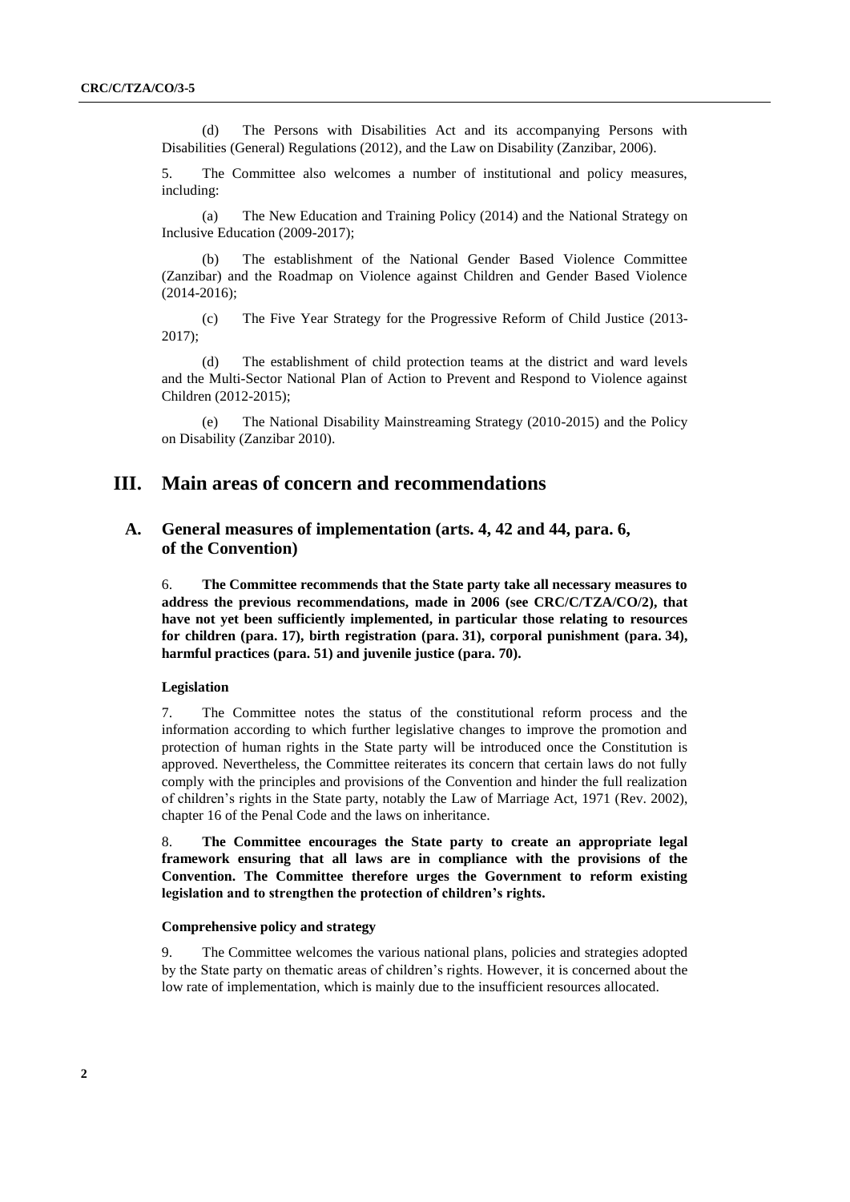(d) The Persons with Disabilities Act and its accompanying Persons with Disabilities (General) Regulations (2012), and the Law on Disability (Zanzibar, 2006).

5. The Committee also welcomes a number of institutional and policy measures, including:

(a) The New Education and Training Policy (2014) and the National Strategy on Inclusive Education (2009-2017);

(b) The establishment of the National Gender Based Violence Committee (Zanzibar) and the Roadmap on Violence against Children and Gender Based Violence (2014-2016);

(c) The Five Year Strategy for the Progressive Reform of Child Justice (2013-2017);

(d) The establishment of child protection teams at the district and ward levels and the Multi-Sector National Plan of Action to Prevent and Respond to Violence against Children (2012-2015);

(e) The National Disability Mainstreaming Strategy (2010-2015) and the Policy on Disability (Zanzibar 2010).

# III. Main areas of concern and recommendations

## A. General measures of implementation (arts. 4, 42 and 44, para. 6, of the Convention)

6. **The Committee recommends that the State party take all necessary measures to address the previous recommendations, made in 2006 (see CRC/C/TZA/CO/2), that have not yet been sufficiently implemented, in particular those relating to resources for children (para. 17), birth registration (para. 31), corporal punishment (para. 34), harmful practices (para. 51) and juvenile justice (para. 70).**

### Legislation

7. The Committee notes the status of the constitutional reform process and the information according to which further legislative changes to improve the promotion and protection of human rights in the State party will be introduced once the Constitution is approved. Nevertheless, the Committee reiterates its concern that certain laws do not fully comply with the principles and provisions of the Convention and hinder the full realization of children's rights in the State party, notably the Law of Marriage Act, 1971 (Rev. 2002), chapter 16 of the Penal Code and the laws on inheritance.

8. **The Committee encourages the State party to create an appropriate legal framework ensuring that all laws are in compliance with the provisions of the Convention. The Committee therefore urges the Government to reform existing legislation and to strengthen the protection of children's rights.**

### Comprehensive policy and strategy

9. The Committee welcomes the various national plans, policies and strategies adopted by the State party on thematic areas of children's rights. However, it is concerned about the low rate of implementation, which is mainly due to the insufficient resources allocated.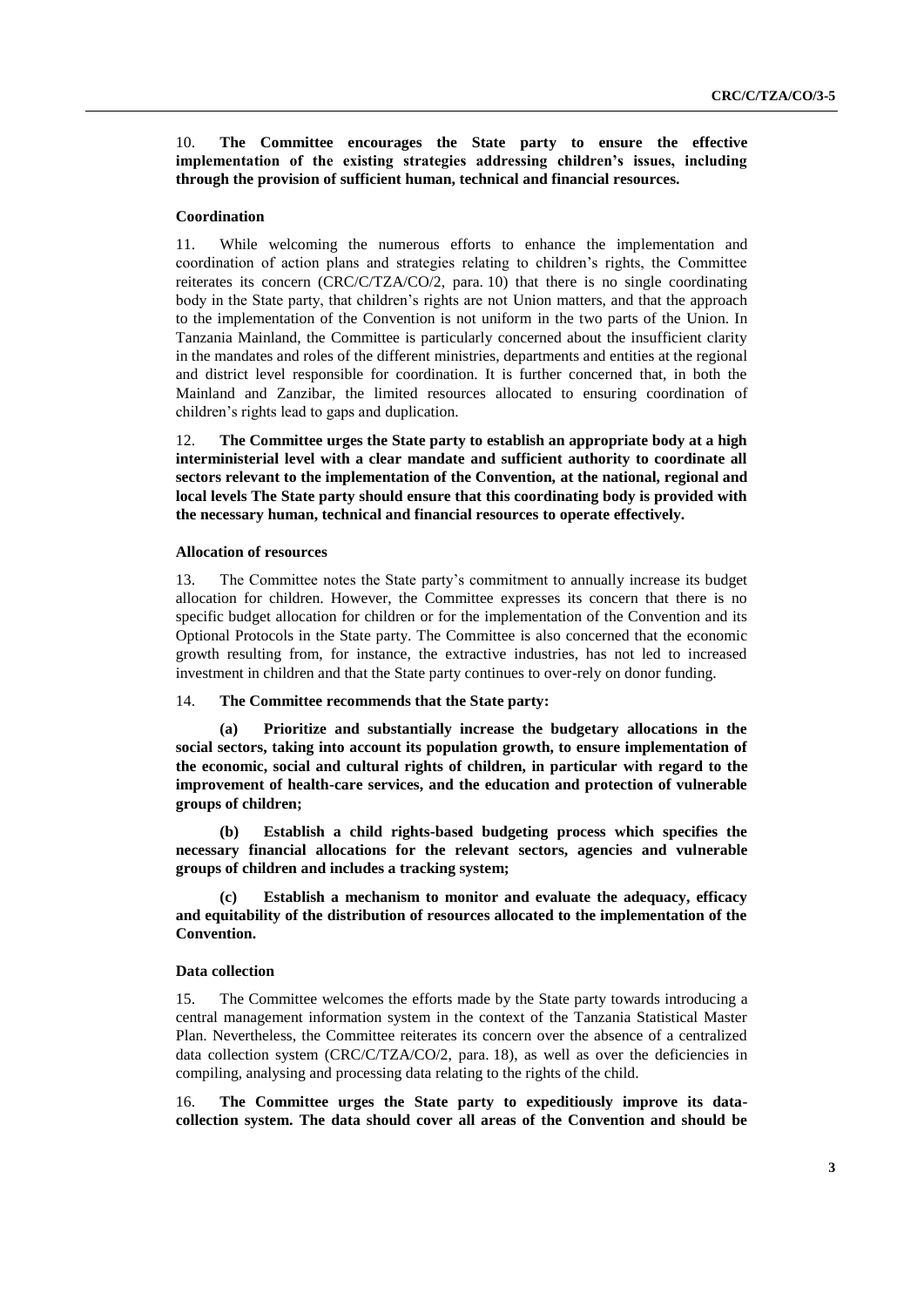10. **The Committee encourages the State party to ensure the effective implementation of the existing strategies addressing children's issues, including through the provision of sufficient human, technical and financial resources.**

### Coordination

11. While welcoming the numerous efforts to enhance the implementation and coordination of action plans and strategies relating to children's rights, the Committee reiterates its concern (CRC/C/TZA/CO/2, para. 10) that there is no single coordinating body in the State party, that children's rights are not Union matters, and that the approach to the implementation of the Convention is not uniform in the two parts of the Union. In Tanzania Mainland, the Committee is particularly concerned about the insufficient clarity in the mandates and roles of the different ministries, departments and entities at the regional and district level responsible for coordination. It is further concerned that, in both the Mainland and Zanzibar, the limited resources allocated to ensuring coordination of children's rights lead to gaps and duplication.

12. **The Committee urges the State party to establish an appropriate body at a high interministerial level with a clear mandate and sufficient authority to coordinate all sectors relevant to the implementation of the Convention, at the national, regional and local levels The State party should ensure that this coordinating body is provided with the necessary human, technical and financial resources to operate effectively.**

### Allocation of resources

13. The Committee notes the State party's commitment to annually increase its budget allocation for children. However, the Committee expresses its concern that there is no specific budget allocation for children or for the implementation of the Convention and its Optional Protocols in the State party. The Committee is also concerned that the economic growth resulting from, for instance, the extractive industries, has not led to increased investment in children and that the State party continues to over-rely on donor funding.

14. **The Committee recommends that the State party:**

**(a) Prioritize and substantially increase the budgetary allocations in the social sectors, taking into account its population growth, to ensure implementation of the economic, social and cultural rights of children, in particular with regard to the improvement of health-care services, and the education and protection of vulnerable groups of children;**

**(b) Establish a child rights-based budgeting process which specifies the necessary financial allocations for the relevant sectors, agencies and vulnerable groups of children and includes a tracking system;**

**(c) Establish a mechanism to monitor and evaluate the adequacy, efficacy and equitability of the distribution of resources allocated to the implementation of the Convention.**

### Data collection

15. The Committee welcomes the efforts made by the State party towards introducing a central management information system in the context of the Tanzania Statistical Master Plan. Nevertheless, the Committee reiterates its concern over the absence of a centralized data collection system (CRC/C/TZA/CO/2, para. 18), as well as over the deficiencies in compiling, analysing and processing data relating to the rights of the child.

16. **The Committee urges the State party to expeditiously improve its data-collection system. The data should cover all areas of the Convention and should be**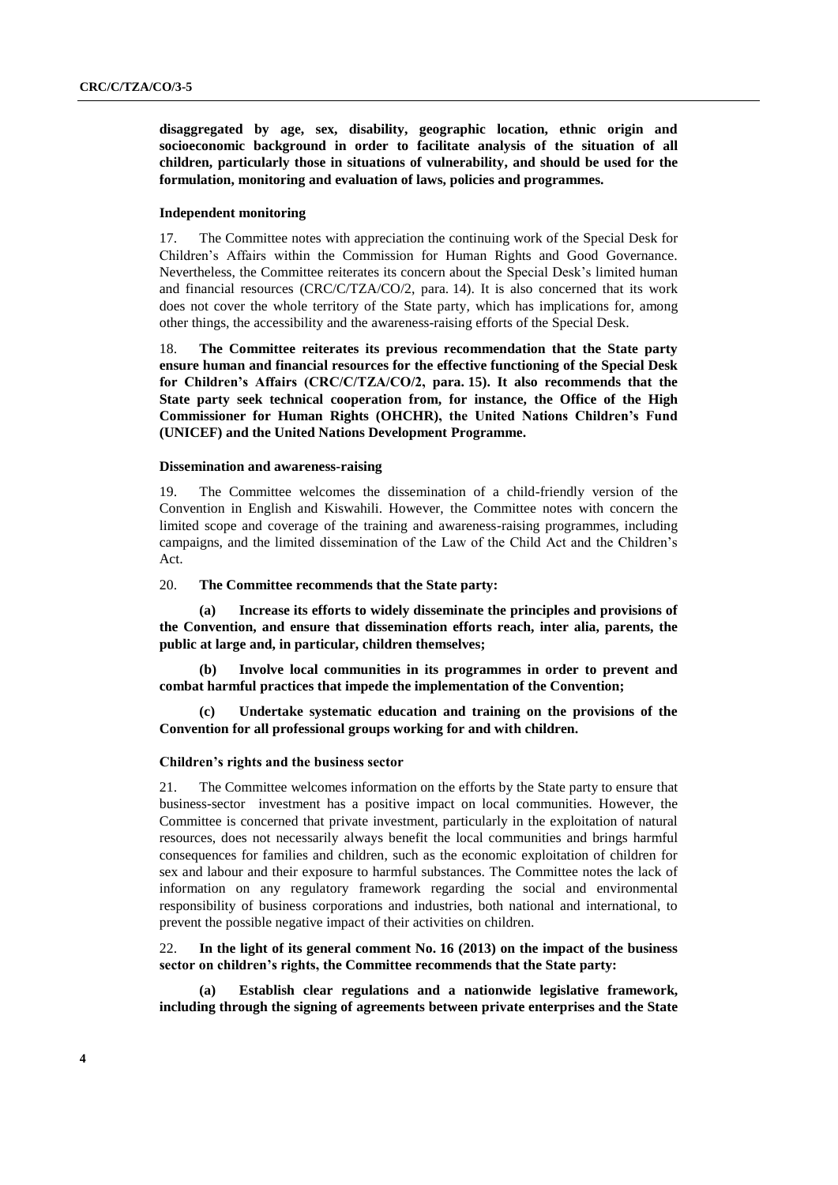**disaggregated by age, sex, disability, geographic location, ethnic origin and socioeconomic background in order to facilitate analysis of the situation of all children, particularly those in situations of vulnerability, and should be used for the formulation, monitoring and evaluation of laws, policies and programmes.**

#### Independent monitoring

17. The Committee notes with appreciation the continuing work of the Special Desk for Children's Affairs within the Commission for Human Rights and Good Governance. Nevertheless, the Committee reiterates its concern about the Special Desk's limited human and financial resources (CRC/C/TZA/CO/2, para. 14). It is also concerned that its work does not cover the whole territory of the State party, which has implications for, among other things, the accessibility and the awareness-raising efforts of the Special Desk.

18. **The Committee reiterates its previous recommendation that the State party ensure human and financial resources for the effective functioning of the Special Desk for Children's Affairs (CRC/C/TZA/CO/2, para. 15). It also recommends that the State party seek technical cooperation from, for instance, the Office of the High Commissioner for Human Rights (OHCHR), the United Nations Children's Fund (UNICEF) and the United Nations Development Programme.**

#### Dissemination and awareness-raising

19. The Committee welcomes the dissemination of a child-friendly version of the Convention in English and Kiswahili. However, the Committee notes with concern the limited scope and coverage of the training and awareness-raising programmes, including campaigns, and the limited dissemination of the Law of the Child Act and the Children's Act.

20. **The Committee recommends that the State party:**

**(a) Increase its efforts to widely disseminate the principles and provisions of the Convention, and ensure that dissemination efforts reach, inter alia, parents, the public at large and, in particular, children themselves;**

**(b) Involve local communities in its programmes in order to prevent and combat harmful practices that impede the implementation of the Convention;**

**(c) Undertake systematic education and training on the provisions of the Convention for all professional groups working for and with children.**

#### Children's rights and the business sector

21. The Committee welcomes information on the efforts by the State party to ensure that business-sector investment has a positive impact on local communities. However, the Committee is concerned that private investment, particularly in the exploitation of natural resources, does not necessarily always benefit the local communities and brings harmful consequences for families and children, such as the economic exploitation of children for sex and labour and their exposure to harmful substances. The Committee notes the lack of information on any regulatory framework regarding the social and environmental responsibility of business corporations and industries, both national and international, to prevent the possible negative impact of their activities on children.

22. **In the light of its general comment No. 16 (2013) on the impact of the business sector on children's rights, the Committee recommends that the State party:**

**(a) Establish clear regulations and a nationwide legislative framework, including through the signing of agreements between private enterprises and the State**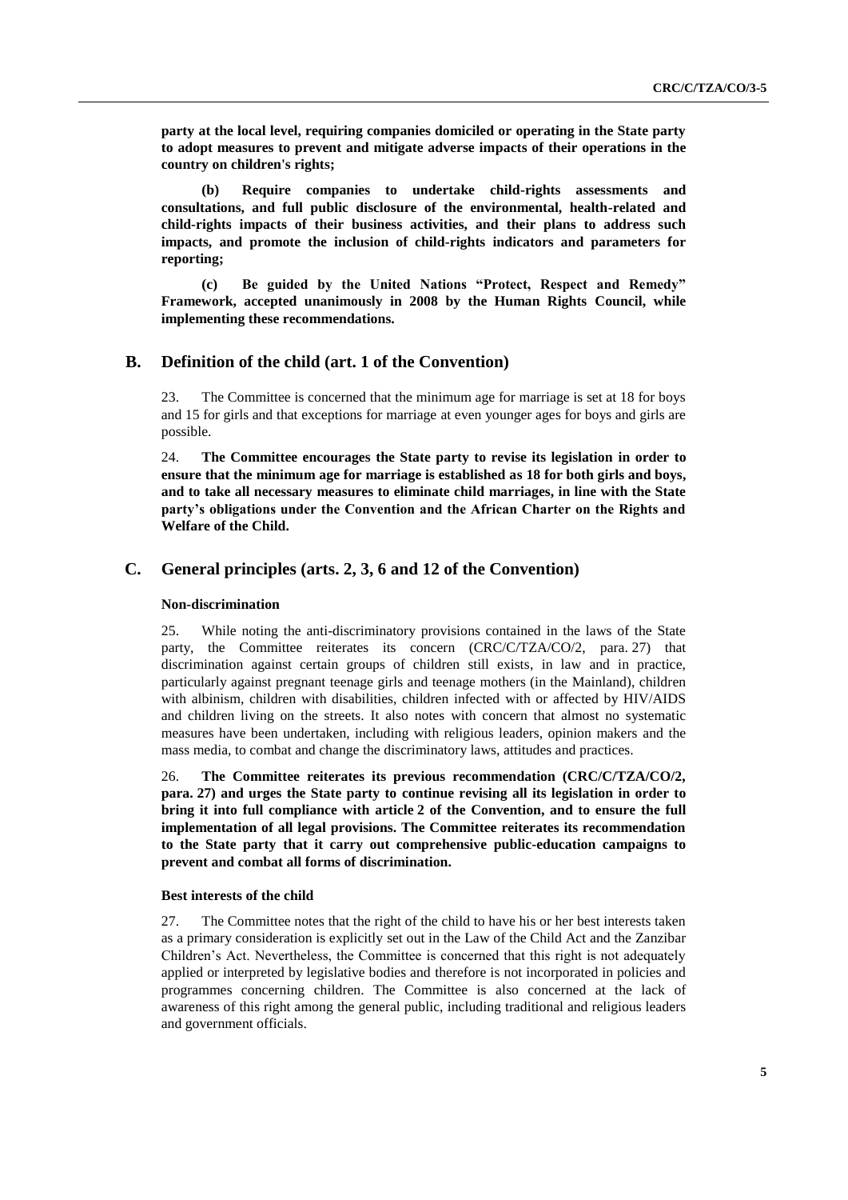**party at the local level, requiring companies domiciled or operating in the State party to adopt measures to prevent and mitigate adverse impacts of their operations in the country on children's rights;**

**(b) Require companies to undertake child-rights assessments and consultations, and full public disclosure of the environmental, health-related and child-rights impacts of their business activities, and their plans to address such impacts, and promote the inclusion of child-rights indicators and parameters for reporting;**

**(c) Be guided by the United Nations "Protect, Respect and Remedy" Framework, accepted unanimously in 2008 by the Human Rights Council, while implementing these recommendations.**

## B. Definition of the child (art. 1 of the Convention)

23. The Committee is concerned that the minimum age for marriage is set at 18 for boys and 15 for girls and that exceptions for marriage at even younger ages for boys and girls are possible.

24. **The Committee encourages the State party to revise its legislation in order to ensure that the minimum age for marriage is established as 18 for both girls and boys, and to take all necessary measures to eliminate child marriages, in line with the State party's obligations under the Convention and the African Charter on the Rights and Welfare of the Child.**

## C. General principles (arts. 2, 3, 6 and 12 of the Convention)

### Non-discrimination

25. While noting the anti-discriminatory provisions contained in the laws of the State party, the Committee reiterates its concern (CRC/C/TZA/CO/2, para. 27) that discrimination against certain groups of children still exists, in law and in practice, particularly against pregnant teenage girls and teenage mothers (in the Mainland), children with albinism, children with disabilities, children infected with or affected by HIV/AIDS and children living on the streets. It also notes with concern that almost no systematic measures have been undertaken, including with religious leaders, opinion makers and the mass media, to combat and change the discriminatory laws, attitudes and practices.

26. **The Committee reiterates its previous recommendation (CRC/C/TZA/CO/2, para. 27) and urges the State party to continue revising all its legislation in order to bring it into full compliance with article 2 of the Convention, and to ensure the full implementation of all legal provisions. The Committee reiterates its recommendation to the State party that it carry out comprehensive public-education campaigns to prevent and combat all forms of discrimination.**

### Best interests of the child

27. The Committee notes that the right of the child to have his or her best interests taken as a primary consideration is explicitly set out in the Law of the Child Act and the Zanzibar Children's Act. Nevertheless, the Committee is concerned that this right is not adequately applied or interpreted by legislative bodies and therefore is not incorporated in policies and programmes concerning children. The Committee is also concerned at the lack of awareness of this right among the general public, including traditional and religious leaders and government officials.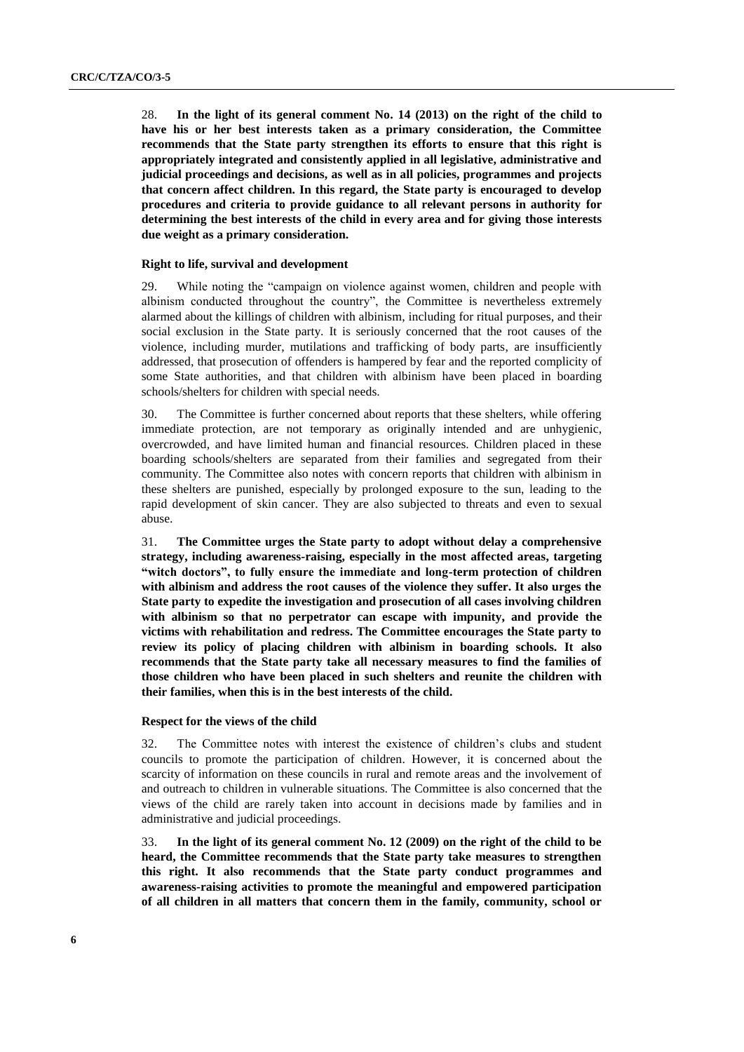28. **In the light of its general comment No. 14 (2013) on the right of the child to have his or her best interests taken as a primary consideration, the Committee recommends that the State party strengthen its efforts to ensure that this right is appropriately integrated and consistently applied in all legislative, administrative and judicial proceedings and decisions, as well as in all policies, programmes and projects that concern affect children. In this regard, the State party is encouraged to develop procedures and criteria to provide guidance to all relevant persons in authority for determining the best interests of the child in every area and for giving those interests due weight as a primary consideration.**

#### Right to life, survival and development

29. While noting the "campaign on violence against women, children and people with albinism conducted throughout the country", the Committee is nevertheless extremely alarmed about the killings of children with albinism, including for ritual purposes, and their social exclusion in the State party. It is seriously concerned that the root causes of the violence, including murder, mutilations and trafficking of body parts, are insufficiently addressed, that prosecution of offenders is hampered by fear and the reported complicity of some State authorities, and that children with albinism have been placed in boarding schools/shelters for children with special needs.

30. The Committee is further concerned about reports that these shelters, while offering immediate protection, are not temporary as originally intended and are unhygienic, overcrowded, and have limited human and financial resources. Children placed in these boarding schools/shelters are separated from their families and segregated from their community. The Committee also notes with concern reports that children with albinism in these shelters are punished, especially by prolonged exposure to the sun, leading to the rapid development of skin cancer. They are also subjected to threats and even to sexual abuse.

31. **The Committee urges the State party to adopt without delay a comprehensive strategy, including awareness-raising, especially in the most affected areas, targeting "witch doctors", to fully ensure the immediate and long-term protection of children with albinism and address the root causes of the violence they suffer. It also urges the State party to expedite the investigation and prosecution of all cases involving children with albinism so that no perpetrator can escape with impunity, and provide the victims with rehabilitation and redress. The Committee encourages the State party to review its policy of placing children with albinism in boarding schools. It also recommends that the State party take all necessary measures to find the families of those children who have been placed in such shelters and reunite the children with their families, when this is in the best interests of the child.**

#### Respect for the views of the child

32. The Committee notes with interest the existence of children's clubs and student councils to promote the participation of children. However, it is concerned about the scarcity of information on these councils in rural and remote areas and the involvement of and outreach to children in vulnerable situations. The Committee is also concerned that the views of the child are rarely taken into account in decisions made by families and in administrative and judicial proceedings.

33. **In the light of its general comment No. 12 (2009) on the right of the child to be heard, the Committee recommends that the State party take measures to strengthen this right. It also recommends that the State party conduct programmes and awareness-raising activities to promote the meaningful and empowered participation of all children in all matters that concern them in the family, community, school or**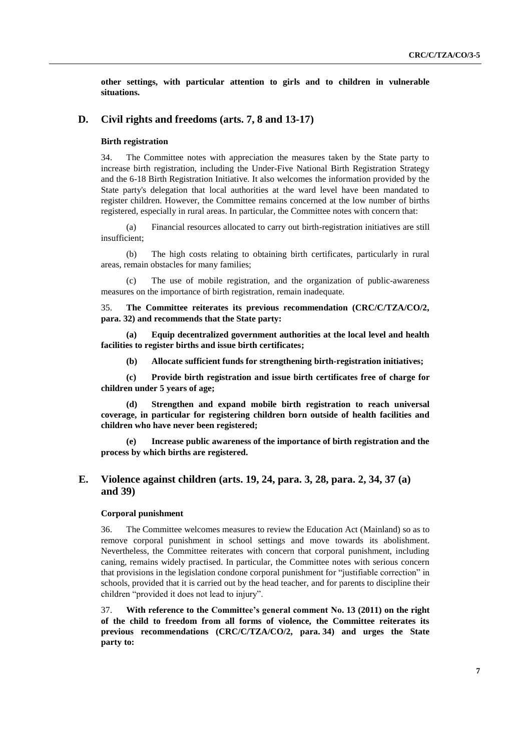**other settings, with particular attention to girls and to children in vulnerable situations.**

## D. Civil rights and freedoms (arts. 7, 8 and 13-17)

### Birth registration

34. The Committee notes with appreciation the measures taken by the State party to increase birth registration, including the Under-Five National Birth Registration Strategy and the 6-18 Birth Registration Initiative. It also welcomes the information provided by the State party's delegation that local authorities at the ward level have been mandated to register children. However, the Committee remains concerned at the low number of births registered, especially in rural areas. In particular, the Committee notes with concern that:

(a) Financial resources allocated to carry out birth-registration initiatives are still insufficient;

(b) The high costs relating to obtaining birth certificates, particularly in rural areas, remain obstacles for many families;

(c) The use of mobile registration, and the organization of public-awareness measures on the importance of birth registration, remain inadequate.

35. **The Committee reiterates its previous recommendation (CRC/C/TZA/CO/2, para. 32) and recommends that the State party:**

**(a) Equip decentralized government authorities at the local level and health facilities to register births and issue birth certificates;**

**(b) Allocate sufficient funds for strengthening birth-registration initiatives;**

**(c) Provide birth registration and issue birth certificates free of charge for children under 5 years of age;**

**(d) Strengthen and expand mobile birth registration to reach universal coverage, in particular for registering children born outside of health facilities and children who have never been registered;**

**(e) Increase public awareness of the importance of birth registration and the process by which births are registered.**

## E. Violence against children (arts. 19, 24, para. 3, 28, para. 2, 34, 37 (a) and 39)

### Corporal punishment

36. The Committee welcomes measures to review the Education Act (Mainland) so as to remove corporal punishment in school settings and move towards its abolishment. Nevertheless, the Committee reiterates with concern that corporal punishment, including caning, remains widely practised. In particular, the Committee notes with serious concern that provisions in the legislation condone corporal punishment for "justifiable correction" in schools, provided that it is carried out by the head teacher, and for parents to discipline their children "provided it does not lead to injury".

37. **With reference to the Committee's general comment No. 13 (2011) on the right of the child to freedom from all forms of violence, the Committee reiterates its previous recommendations (CRC/C/TZA/CO/2, para. 34) and urges the State party to:**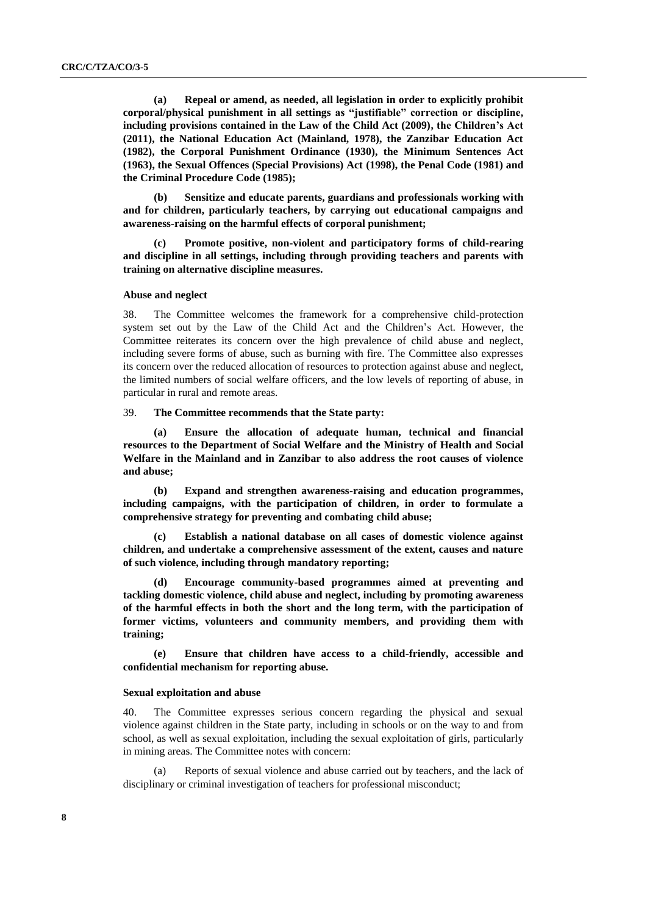**(a) Repeal or amend, as needed, all legislation in order to explicitly prohibit corporal/physical punishment in all settings as "justifiable" correction or discipline, including provisions contained in the Law of the Child Act (2009), the Children's Act (2011), the National Education Act (Mainland, 1978), the Zanzibar Education Act (1982), the Corporal Punishment Ordinance (1930), the Minimum Sentences Act (1963), the Sexual Offences (Special Provisions) Act (1998), the Penal Code (1981) and the Criminal Procedure Code (1985);**

**(b) Sensitize and educate parents, guardians and professionals working with and for children, particularly teachers, by carrying out educational campaigns and awareness-raising on the harmful effects of corporal punishment;**

**(c) Promote positive, non-violent and participatory forms of child-rearing and discipline in all settings, including through providing teachers and parents with training on alternative discipline measures.**

#### Abuse and neglect

38. The Committee welcomes the framework for a comprehensive child-protection system set out by the Law of the Child Act and the Children's Act. However, the Committee reiterates its concern over the high prevalence of child abuse and neglect, including severe forms of abuse, such as burning with fire. The Committee also expresses its concern over the reduced allocation of resources to protection against abuse and neglect, the limited numbers of social welfare officers, and the low levels of reporting of abuse, in particular in rural and remote areas.

39. **The Committee recommends that the State party:**

**(a) Ensure the allocation of adequate human, technical and financial resources to the Department of Social Welfare and the Ministry of Health and Social Welfare in the Mainland and in Zanzibar to also address the root causes of violence and abuse;**

**(b) Expand and strengthen awareness-raising and education programmes, including campaigns, with the participation of children, in order to formulate a comprehensive strategy for preventing and combating child abuse;**

**(c) Establish a national database on all cases of domestic violence against children, and undertake a comprehensive assessment of the extent, causes and nature of such violence, including through mandatory reporting;**

**(d) Encourage community-based programmes aimed at preventing and tackling domestic violence, child abuse and neglect, including by promoting awareness of the harmful effects in both the short and the long term, with the participation of former victims, volunteers and community members, and providing them with training;**

**(e) Ensure that children have access to a child-friendly, accessible and confidential mechanism for reporting abuse.**

#### Sexual exploitation and abuse

40. The Committee expresses serious concern regarding the physical and sexual violence against children in the State party, including in schools or on the way to and from school, as well as sexual exploitation, including the sexual exploitation of girls, particularly in mining areas. The Committee notes with concern:

(a) Reports of sexual violence and abuse carried out by teachers, and the lack of disciplinary or criminal investigation of teachers for professional misconduct;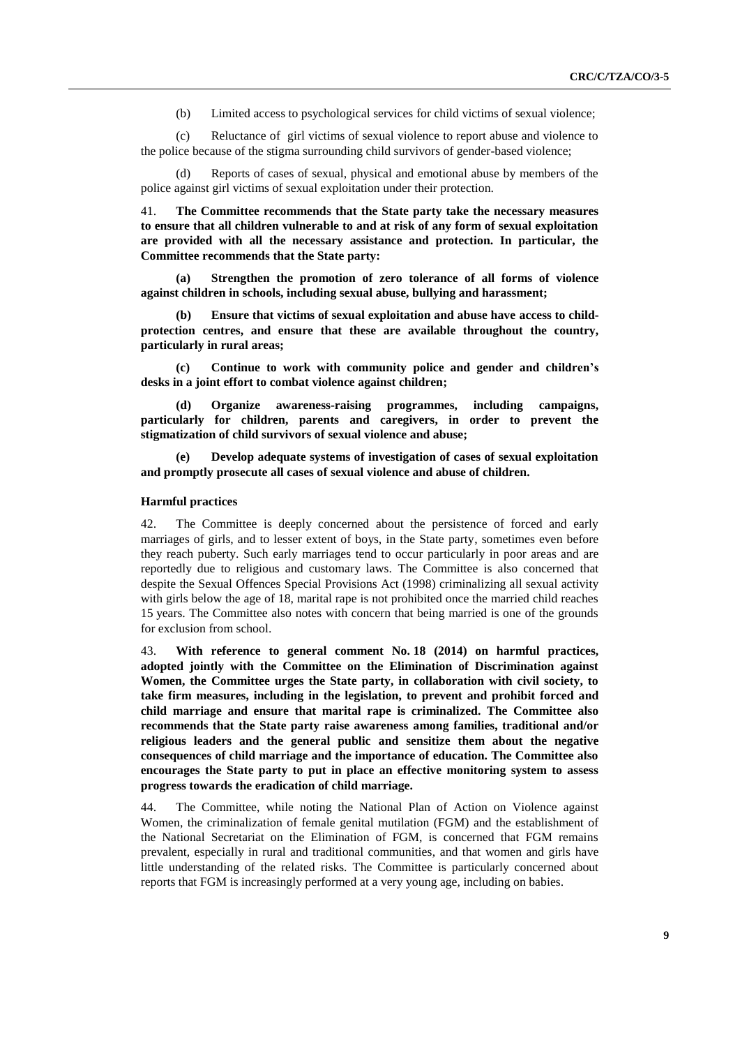(b) Limited access to psychological services for child victims of sexual violence;

(c) Reluctance of girl victims of sexual violence to report abuse and violence to the police because of the stigma surrounding child survivors of gender-based violence;

(d) Reports of cases of sexual, physical and emotional abuse by members of the police against girl victims of sexual exploitation under their protection.

41. **The Committee recommends that the State party take the necessary measures to ensure that all children vulnerable to and at risk of any form of sexual exploitation are provided with all the necessary assistance and protection. In particular, the Committee recommends that the State party:**

**(a) Strengthen the promotion of zero tolerance of all forms of violence against children in schools, including sexual abuse, bullying and harassment;**

**(b) Ensure that victims of sexual exploitation and abuse have access to child-protection centres, and ensure that these are available throughout the country, particularly in rural areas;**

**(c) Continue to work with community police and gender and children's desks in a joint effort to combat violence against children;**

**(d) Organize awareness-raising programmes, including campaigns, particularly for children, parents and caregivers, in order to prevent the stigmatization of child survivors of sexual violence and abuse;**

**(e) Develop adequate systems of investigation of cases of sexual exploitation and promptly prosecute all cases of sexual violence and abuse of children.**

### Harmful practices

42. The Committee is deeply concerned about the persistence of forced and early marriages of girls, and to lesser extent of boys, in the State party, sometimes even before they reach puberty. Such early marriages tend to occur particularly in poor areas and are reportedly due to religious and customary laws. The Committee is also concerned that despite the Sexual Offences Special Provisions Act (1998) criminalizing all sexual activity with girls below the age of 18, marital rape is not prohibited once the married child reaches 15 years. The Committee also notes with concern that being married is one of the grounds for exclusion from school.

43. **With reference to general comment No. 18 (2014) on harmful practices, adopted jointly with the Committee on the Elimination of Discrimination against Women, the Committee urges the State party, in collaboration with civil society, to take firm measures, including in the legislation, to prevent and prohibit forced and child marriage and ensure that marital rape is criminalized. The Committee also recommends that the State party raise awareness among families, traditional and/or religious leaders and the general public and sensitize them about the negative consequences of child marriage and the importance of education. The Committee also encourages the State party to put in place an effective monitoring system to assess progress towards the eradication of child marriage.**

44. The Committee, while noting the National Plan of Action on Violence against Women, the criminalization of female genital mutilation (FGM) and the establishment of the National Secretariat on the Elimination of FGM, is concerned that FGM remains prevalent, especially in rural and traditional communities, and that women and girls have little understanding of the related risks. The Committee is particularly concerned about reports that FGM is increasingly performed at a very young age, including on babies.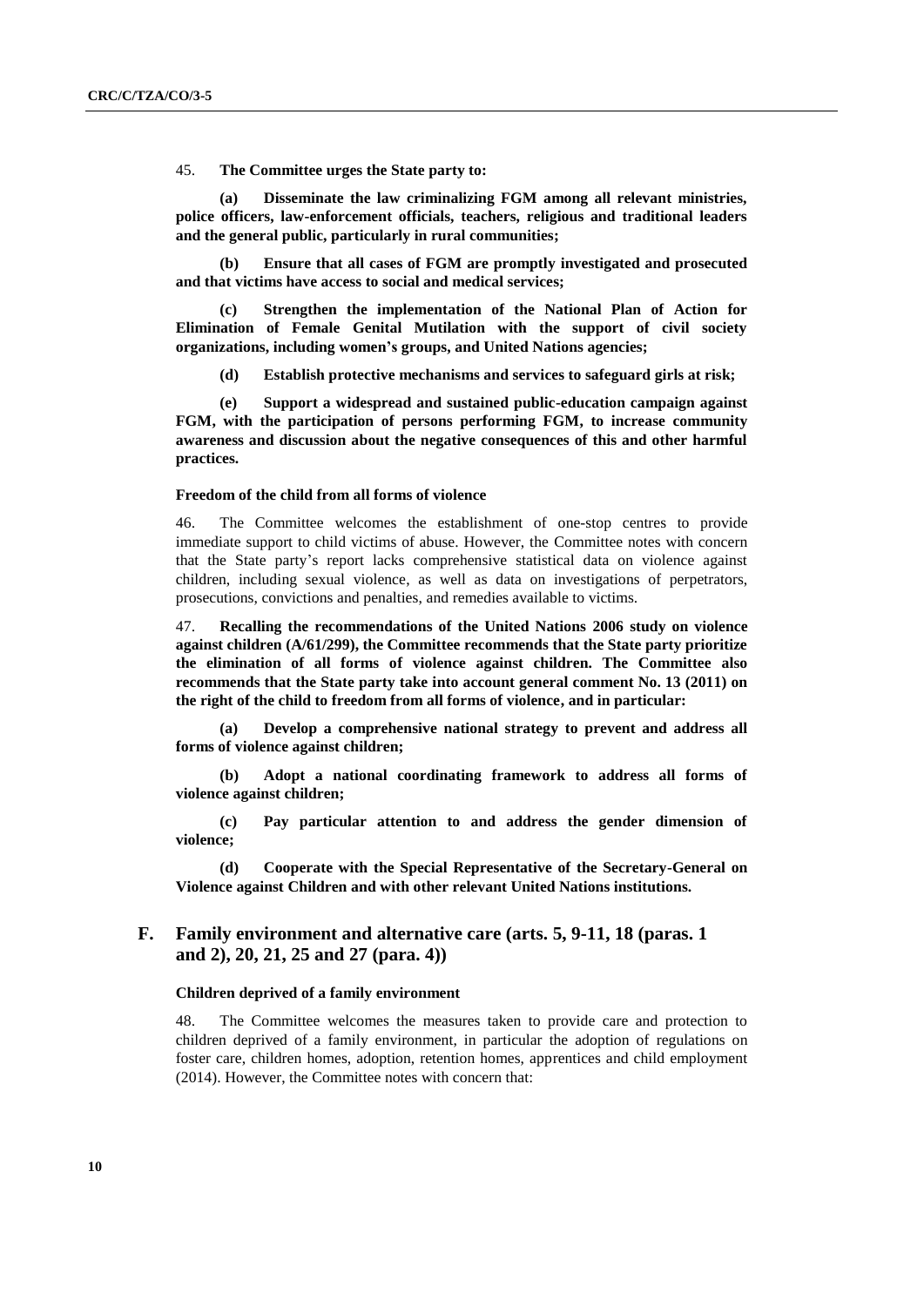45. **The Committee urges the State party to:**

**(a) Disseminate the law criminalizing FGM among all relevant ministries, police officers, law-enforcement officials, teachers, religious and traditional leaders and the general public, particularly in rural communities;**

**(b) Ensure that all cases of FGM are promptly investigated and prosecuted and that victims have access to social and medical services;**

**(c) Strengthen the implementation of the National Plan of Action for Elimination of Female Genital Mutilation with the support of civil society organizations, including women's groups, and United Nations agencies;**

**(d) Establish protective mechanisms and services to safeguard girls at risk;**

**(e) Support a widespread and sustained public-education campaign against FGM, with the participation of persons performing FGM, to increase community awareness and discussion about the negative consequences of this and other harmful practices.**

#### Freedom of the child from all forms of violence

46. The Committee welcomes the establishment of one-stop centres to provide immediate support to child victims of abuse. However, the Committee notes with concern that the State party's report lacks comprehensive statistical data on violence against children, including sexual violence, as well as data on investigations of perpetrators, prosecutions, convictions and penalties, and remedies available to victims.

47. **Recalling the recommendations of the United Nations 2006 study on violence against children (A/61/299), the Committee recommends that the State party prioritize the elimination of all forms of violence against children. The Committee also recommends that the State party take into account general comment No. 13 (2011) on the right of the child to freedom from all forms of violence, and in particular:**

**(a) Develop a comprehensive national strategy to prevent and address all forms of violence against children;**

**(b) Adopt a national coordinating framework to address all forms of violence against children;**

**(c) Pay particular attention to and address the gender dimension of violence;**

**(d) Cooperate with the Special Representative of the Secretary-General on Violence against Children and with other relevant United Nations institutions.**

## F. Family environment and alternative care (arts. 5, 9-11, 18 (paras. 1 and 2), 20, 21, 25 and 27 (para. 4))

#### Children deprived of a family environment

48. The Committee welcomes the measures taken to provide care and protection to children deprived of a family environment, in particular the adoption of regulations on foster care, children homes, adoption, retention homes, apprentices and child employment (2014). However, the Committee notes with concern that: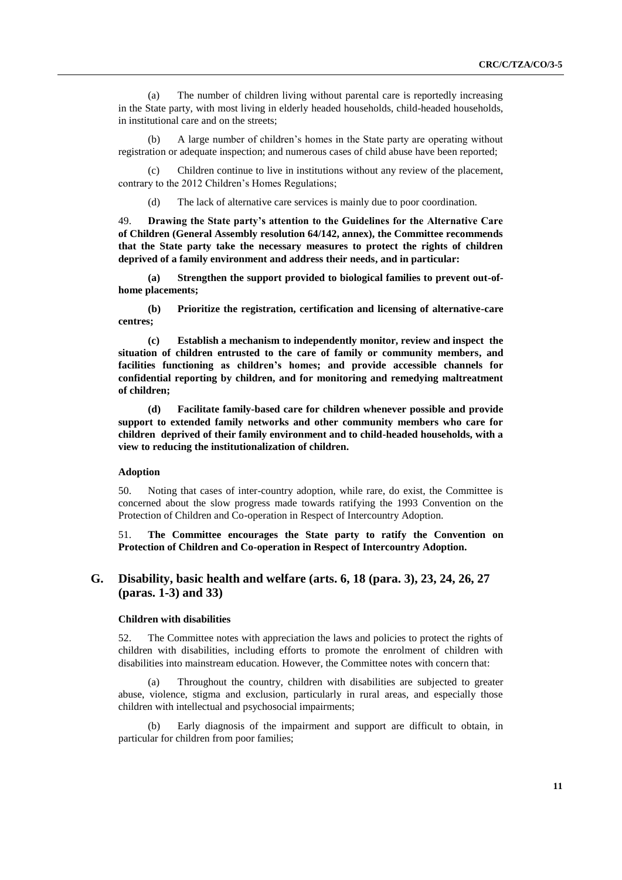(a) The number of children living without parental care is reportedly increasing in the State party, with most living in elderly headed households, child-headed households, in institutional care and on the streets;

(b) A large number of children's homes in the State party are operating without registration or adequate inspection; and numerous cases of child abuse have been reported;

(c) Children continue to live in institutions without any review of the placement, contrary to the 2012 Children's Homes Regulations;

(d) The lack of alternative care services is mainly due to poor coordination.

49. **Drawing the State party's attention to the Guidelines for the Alternative Care of Children (General Assembly resolution 64/142, annex), the Committee recommends that the State party take the necessary measures to protect the rights of children deprived of a family environment and address their needs, and in particular:**

**(a) Strengthen the support provided to biological families to prevent out-of-home placements;**

**(b) Prioritize the registration, certification and licensing of alternative-care centres;**

**(c) Establish a mechanism to independently monitor, review and inspect the situation of children entrusted to the care of family or community members, and facilities functioning as children's homes; and provide accessible channels for confidential reporting by children, and for monitoring and remedying maltreatment of children;**

**(d) Facilitate family-based care for children whenever possible and provide support to extended family networks and other community members who care for children deprived of their family environment and to child-headed households, with a view to reducing the institutionalization of children.**

#### Adoption

50. Noting that cases of inter-country adoption, while rare, do exist, the Committee is concerned about the slow progress made towards ratifying the 1993 Convention on the Protection of Children and Co-operation in Respect of Intercountry Adoption.

51. **The Committee encourages the State party to ratify the Convention on Protection of Children and Co-operation in Respect of Intercountry Adoption.**

## G. Disability, basic health and welfare (arts. 6, 18 (para. 3), 23, 24, 26, 27 (paras. 1-3) and 33)

#### Children with disabilities

52. The Committee notes with appreciation the laws and policies to protect the rights of children with disabilities, including efforts to promote the enrolment of children with disabilities into mainstream education. However, the Committee notes with concern that:

(a) Throughout the country, children with disabilities are subjected to greater abuse, violence, stigma and exclusion, particularly in rural areas, and especially those children with intellectual and psychosocial impairments;

(b) Early diagnosis of the impairment and support are difficult to obtain, in particular for children from poor families;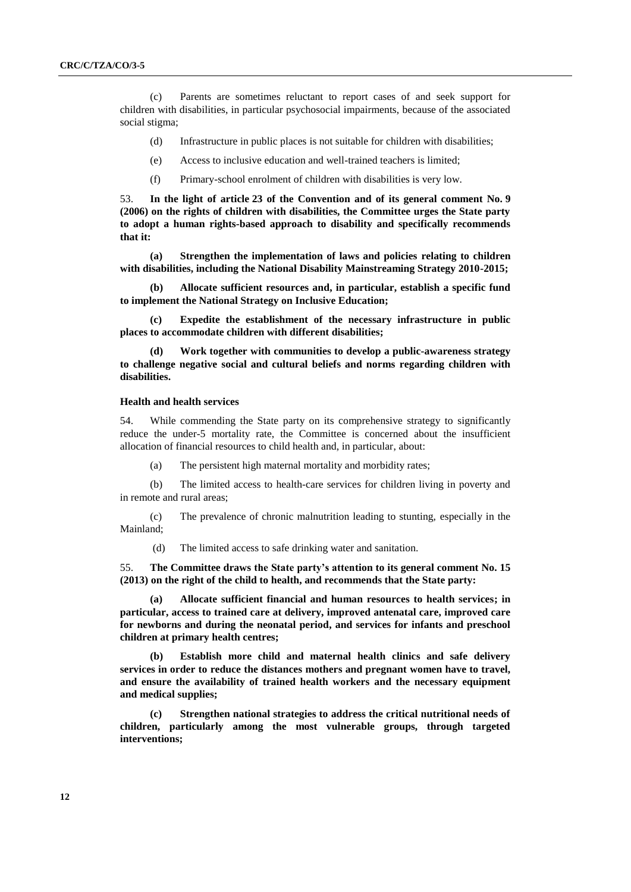(c) Parents are sometimes reluctant to report cases of and seek support for children with disabilities, in particular psychosocial impairments, because of the associated social stigma;

(d) Infrastructure in public places is not suitable for children with disabilities;

(e) Access to inclusive education and well-trained teachers is limited;

(f) Primary-school enrolment of children with disabilities is very low.

53. **In the light of article 23 of the Convention and of its general comment No. 9 (2006) on the rights of children with disabilities, the Committee urges the State party to adopt a human rights-based approach to disability and specifically recommends that it:**

**(a) Strengthen the implementation of laws and policies relating to children with disabilities, including the National Disability Mainstreaming Strategy 2010-2015;**

**(b) Allocate sufficient resources and, in particular, establish a specific fund to implement the National Strategy on Inclusive Education;**

**(c) Expedite the establishment of the necessary infrastructure in public places to accommodate children with different disabilities;**

**(d) Work together with communities to develop a public-awareness strategy to challenge negative social and cultural beliefs and norms regarding children with disabilities.**

### Health and health services

54. While commending the State party on its comprehensive strategy to significantly reduce the under-5 mortality rate, the Committee is concerned about the insufficient allocation of financial resources to child health and, in particular, about:

(a) The persistent high maternal mortality and morbidity rates;

(b) The limited access to health-care services for children living in poverty and in remote and rural areas;

(c) The prevalence of chronic malnutrition leading to stunting, especially in the Mainland;

(d) The limited access to safe drinking water and sanitation.

55. **The Committee draws the State party's attention to its general comment No. 15 (2013) on the right of the child to health, and recommends that the State party:**

**(a) Allocate sufficient financial and human resources to health services; in particular, access to trained care at delivery, improved antenatal care, improved care for newborns and during the neonatal period, and services for infants and preschool children at primary health centres;**

**(b) Establish more child and maternal health clinics and safe delivery services in order to reduce the distances mothers and pregnant women have to travel, and ensure the availability of trained health workers and the necessary equipment and medical supplies;**

**(c) Strengthen national strategies to address the critical nutritional needs of children, particularly among the most vulnerable groups, through targeted interventions;**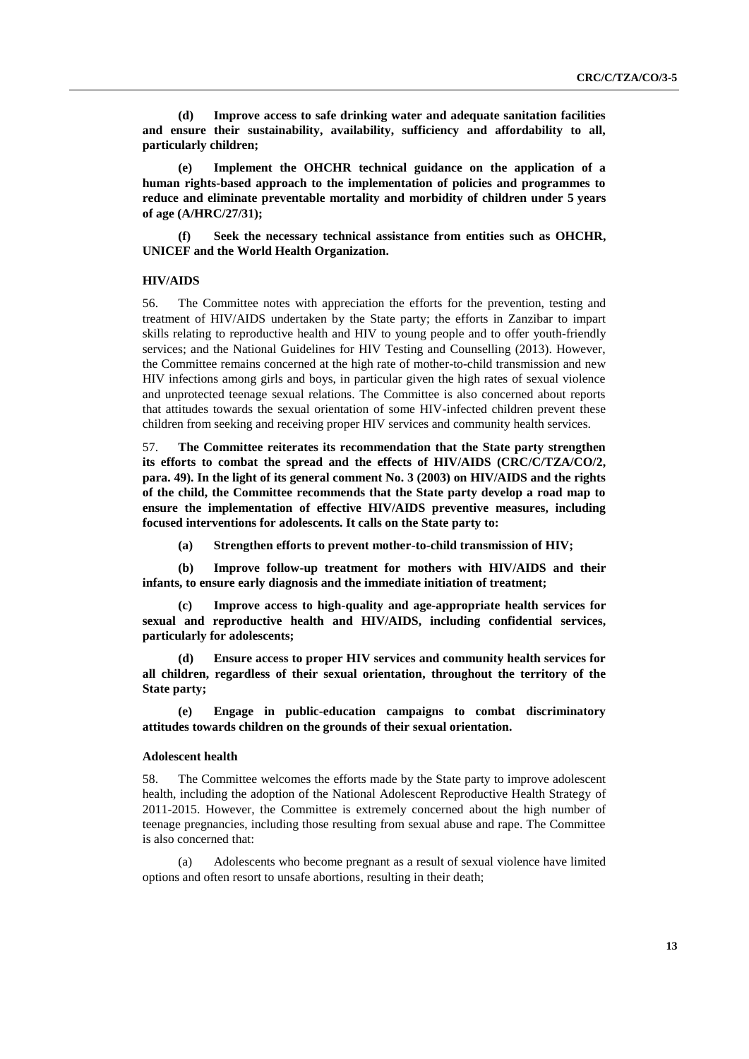**(d) Improve access to safe drinking water and adequate sanitation facilities and ensure their sustainability, availability, sufficiency and affordability to all, particularly children;**

**(e) Implement the OHCHR technical guidance on the application of a human rights-based approach to the implementation of policies and programmes to reduce and eliminate preventable mortality and morbidity of children under 5 years of age (A/HRC/27/31);**

**(f) Seek the necessary technical assistance from entities such as OHCHR, UNICEF and the World Health Organization.**

### HIV/AIDS

56. The Committee notes with appreciation the efforts for the prevention, testing and treatment of HIV/AIDS undertaken by the State party; the efforts in Zanzibar to impart skills relating to reproductive health and HIV to young people and to offer youth-friendly services; and the National Guidelines for HIV Testing and Counselling (2013). However, the Committee remains concerned at the high rate of mother-to-child transmission and new HIV infections among girls and boys, in particular given the high rates of sexual violence and unprotected teenage sexual relations. The Committee is also concerned about reports that attitudes towards the sexual orientation of some HIV-infected children prevent these children from seeking and receiving proper HIV services and community health services.

57. **The Committee reiterates its recommendation that the State party strengthen its efforts to combat the spread and the effects of HIV/AIDS (CRC/C/TZA/CO/2, para. 49). In the light of its general comment No. 3 (2003) on HIV/AIDS and the rights of the child, the Committee recommends that the State party develop a road map to ensure the implementation of effective HIV/AIDS preventive measures, including focused interventions for adolescents. It calls on the State party to:**

**(a) Strengthen efforts to prevent mother-to-child transmission of HIV;**

**(b) Improve follow-up treatment for mothers with HIV/AIDS and their infants, to ensure early diagnosis and the immediate initiation of treatment;**

**(c) Improve access to high-quality and age-appropriate health services for sexual and reproductive health and HIV/AIDS, including confidential services, particularly for adolescents;**

**(d) Ensure access to proper HIV services and community health services for all children, regardless of their sexual orientation, throughout the territory of the State party;**

**(e) Engage in public-education campaigns to combat discriminatory attitudes towards children on the grounds of their sexual orientation.**

### Adolescent health

58. The Committee welcomes the efforts made by the State party to improve adolescent health, including the adoption of the National Adolescent Reproductive Health Strategy of 2011-2015. However, the Committee is extremely concerned about the high number of teenage pregnancies, including those resulting from sexual abuse and rape. The Committee is also concerned that:

(a) Adolescents who become pregnant as a result of sexual violence have limited options and often resort to unsafe abortions, resulting in their death;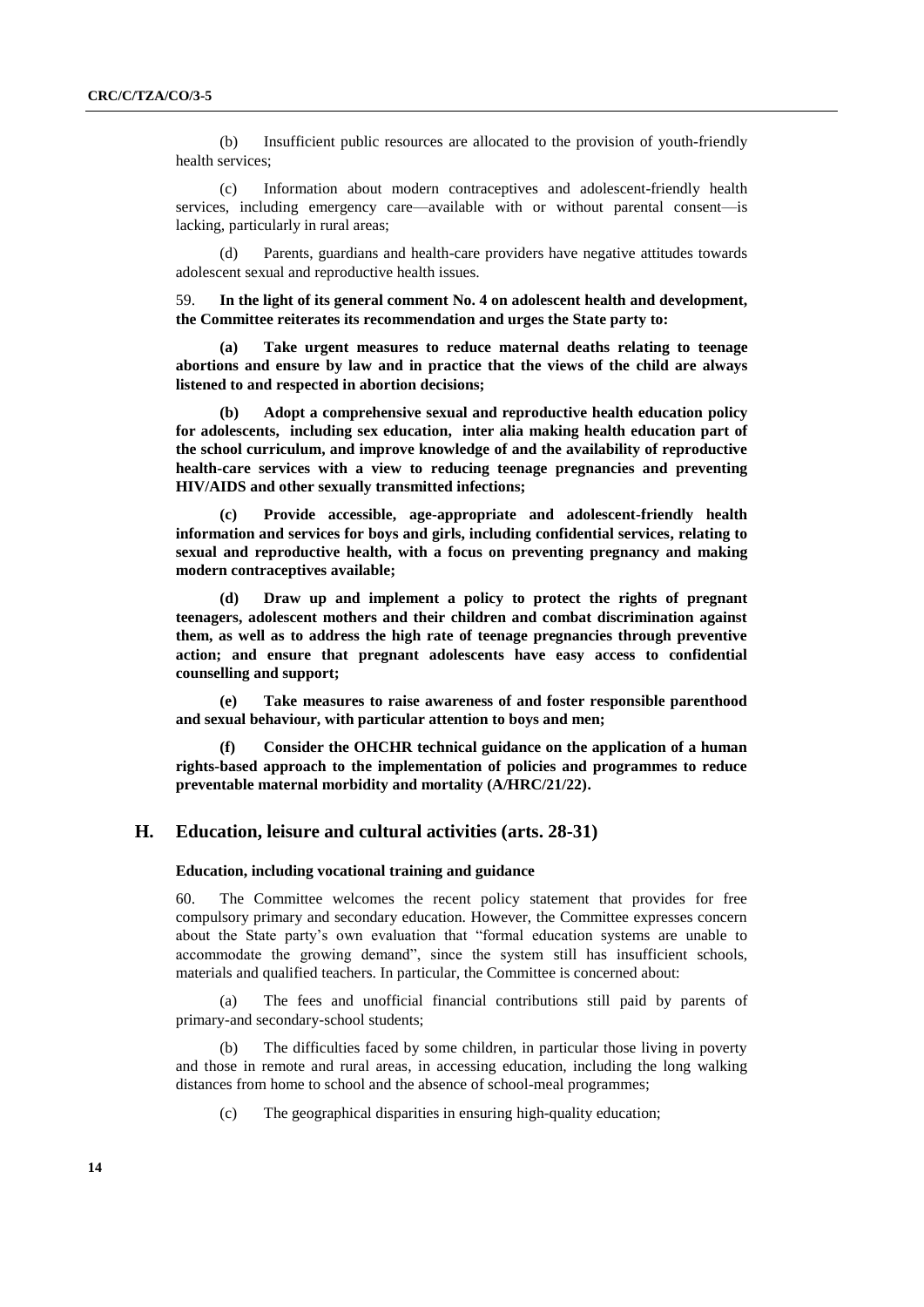(b) Insufficient public resources are allocated to the provision of youth-friendly health services;

(c) Information about modern contraceptives and adolescent-friendly health services, including emergency care—available with or without parental consent—is lacking, particularly in rural areas;

(d) Parents, guardians and health-care providers have negative attitudes towards adolescent sexual and reproductive health issues.

59. **In the light of its general comment No. 4 on adolescent health and development, the Committee reiterates its recommendation and urges the State party to:**

**(a) Take urgent measures to reduce maternal deaths relating to teenage abortions and ensure by law and in practice that the views of the child are always listened to and respected in abortion decisions;**

**(b) Adopt a comprehensive sexual and reproductive health education policy for adolescents, including sex education, inter alia making health education part of the school curriculum, and improve knowledge of and the availability of reproductive health-care services with a view to reducing teenage pregnancies and preventing HIV/AIDS and other sexually transmitted infections;**

**(c) Provide accessible, age-appropriate and adolescent-friendly health information and services for boys and girls, including confidential services, relating to sexual and reproductive health, with a focus on preventing pregnancy and making modern contraceptives available;**

**(d) Draw up and implement a policy to protect the rights of pregnant teenagers, adolescent mothers and their children and combat discrimination against them, as well as to address the high rate of teenage pregnancies through preventive action; and ensure that pregnant adolescents have easy access to confidential counselling and support;**

**(e) Take measures to raise awareness of and foster responsible parenthood and sexual behaviour, with particular attention to boys and men;**

**(f) Consider the OHCHR technical guidance on the application of a human rights-based approach to the implementation of policies and programmes to reduce preventable maternal morbidity and mortality (A/HRC/21/22).**

## H. Education, leisure and cultural activities (arts. 28-31)

### Education, including vocational training and guidance

60. The Committee welcomes the recent policy statement that provides for free compulsory primary and secondary education. However, the Committee expresses concern about the State party's own evaluation that "formal education systems are unable to accommodate the growing demand", since the system still has insufficient schools, materials and qualified teachers. In particular, the Committee is concerned about:

(a) The fees and unofficial financial contributions still paid by parents of primary-and secondary-school students;

(b) The difficulties faced by some children, in particular those living in poverty and those in remote and rural areas, in accessing education, including the long walking distances from home to school and the absence of school-meal programmes;

(c) The geographical disparities in ensuring high-quality education;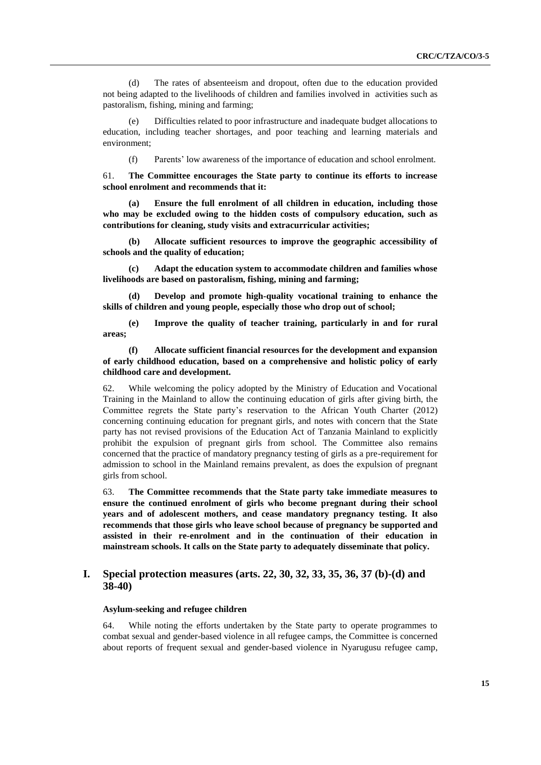(d) The rates of absenteeism and dropout, often due to the education provided not being adapted to the livelihoods of children and families involved in activities such as pastoralism, fishing, mining and farming;

(e) Difficulties related to poor infrastructure and inadequate budget allocations to education, including teacher shortages, and poor teaching and learning materials and environment;

(f) Parents' low awareness of the importance of education and school enrolment.

61. **The Committee encourages the State party to continue its efforts to increase school enrolment and recommends that it:**

**(a) Ensure the full enrolment of all children in education, including those who may be excluded owing to the hidden costs of compulsory education, such as contributions for cleaning, study visits and extracurricular activities;**

**(b) Allocate sufficient resources to improve the geographic accessibility of schools and the quality of education;**

**(c) Adapt the education system to accommodate children and families whose livelihoods are based on pastoralism, fishing, mining and farming;**

**(d) Develop and promote high-quality vocational training to enhance the skills of children and young people, especially those who drop out of school;**

**(e) Improve the quality of teacher training, particularly in and for rural areas;**

**(f) Allocate sufficient financial resources for the development and expansion of early childhood education, based on a comprehensive and holistic policy of early childhood care and development.**

62. While welcoming the policy adopted by the Ministry of Education and Vocational Training in the Mainland to allow the continuing education of girls after giving birth, the Committee regrets the State party's reservation to the African Youth Charter (2012) concerning continuing education for pregnant girls, and notes with concern that the State party has not revised provisions of the Education Act of Tanzania Mainland to explicitly prohibit the expulsion of pregnant girls from school. The Committee also remains concerned that the practice of mandatory pregnancy testing of girls as a pre-requirement for admission to school in the Mainland remains prevalent, as does the expulsion of pregnant girls from school.

63. **The Committee recommends that the State party take immediate measures to ensure the continued enrolment of girls who become pregnant during their school years and of adolescent mothers, and cease mandatory pregnancy testing. It also recommends that those girls who leave school because of pregnancy be supported and assisted in their re-enrolment and in the continuation of their education in mainstream schools. It calls on the State party to adequately disseminate that policy.**

## I. Special protection measures (arts. 22, 30, 32, 33, 35, 36, 37 (b)-(d) and 38-40)

### Asylum-seeking and refugee children

64. While noting the efforts undertaken by the State party to operate programmes to combat sexual and gender-based violence in all refugee camps, the Committee is concerned about reports of frequent sexual and gender-based violence in Nyarugusu refugee camp,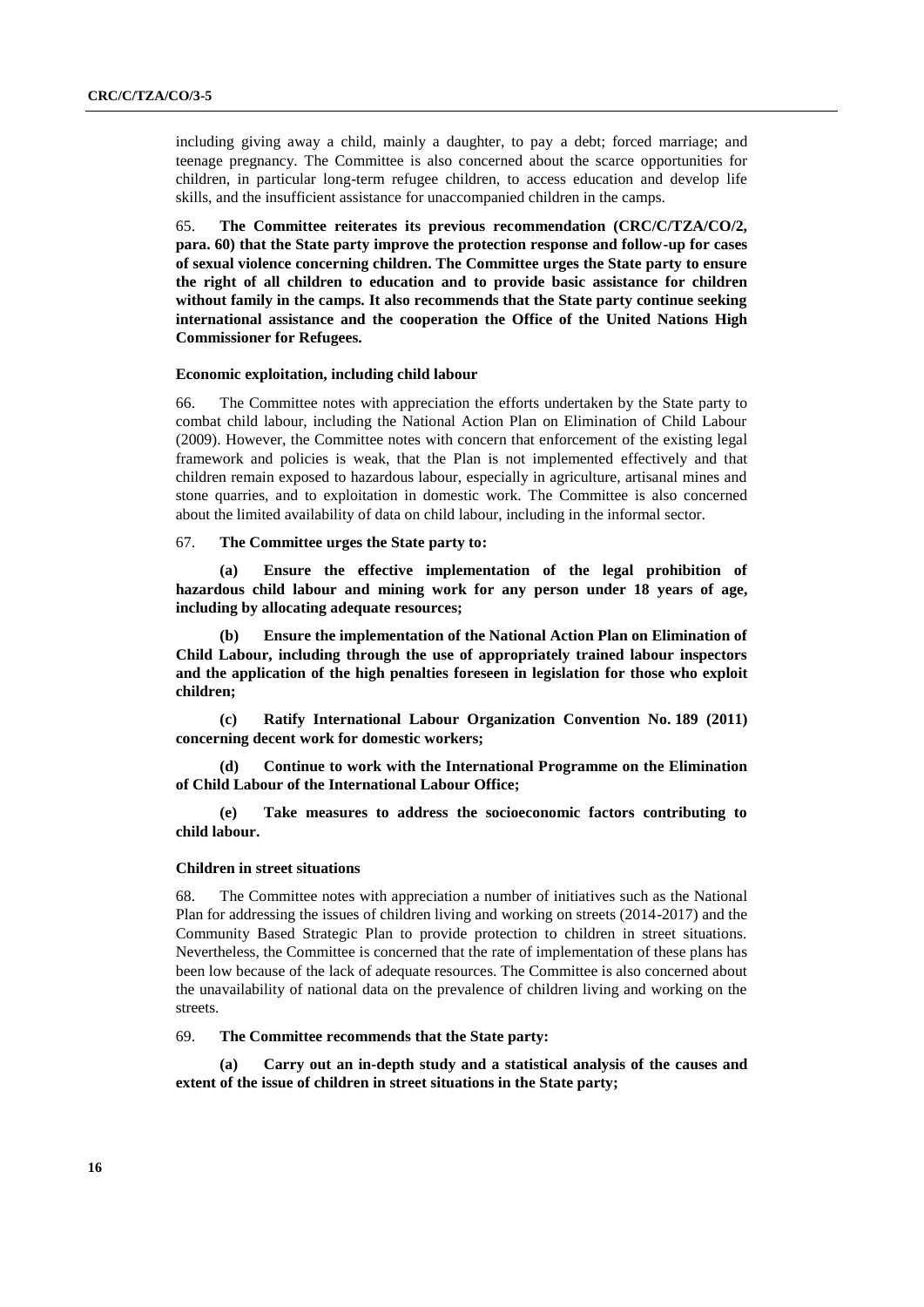including giving away a child, mainly a daughter, to pay a debt; forced marriage; and teenage pregnancy. The Committee is also concerned about the scarce opportunities for children, in particular long-term refugee children, to access education and develop life skills, and the insufficient assistance for unaccompanied children in the camps.

65. **The Committee reiterates its previous recommendation (CRC/C/TZA/CO/2, para. 60) that the State party improve the protection response and follow-up for cases of sexual violence concerning children. The Committee urges the State party to ensure the right of all children to education and to provide basic assistance for children without family in the camps. It also recommends that the State party continue seeking international assistance and the cooperation the Office of the United Nations High Commissioner for Refugees.**

### Economic exploitation, including child labour

66. The Committee notes with appreciation the efforts undertaken by the State party to combat child labour, including the National Action Plan on Elimination of Child Labour (2009). However, the Committee notes with concern that enforcement of the existing legal framework and policies is weak, that the Plan is not implemented effectively and that children remain exposed to hazardous labour, especially in agriculture, artisanal mines and stone quarries, and to exploitation in domestic work. The Committee is also concerned about the limited availability of data on child labour, including in the informal sector.

67. **The Committee urges the State party to:**

**(a) Ensure the effective implementation of the legal prohibition of hazardous child labour and mining work for any person under 18 years of age, including by allocating adequate resources;**

**(b) Ensure the implementation of the National Action Plan on Elimination of Child Labour, including through the use of appropriately trained labour inspectors and the application of the high penalties foreseen in legislation for those who exploit children;**

**(c) Ratify International Labour Organization Convention No. 189 (2011) concerning decent work for domestic workers;**

**(d) Continue to work with the International Programme on the Elimination of Child Labour of the International Labour Office;**

**(e) Take measures to address the socioeconomic factors contributing to child labour.**

### Children in street situations

68. The Committee notes with appreciation a number of initiatives such as the National Plan for addressing the issues of children living and working on streets (2014-2017) and the Community Based Strategic Plan to provide protection to children in street situations. Nevertheless, the Committee is concerned that the rate of implementation of these plans has been low because of the lack of adequate resources. The Committee is also concerned about the unavailability of national data on the prevalence of children living and working on the streets.

69. **The Committee recommends that the State party:**

**(a) Carry out an in-depth study and a statistical analysis of the causes and extent of the issue of children in street situations in the State party;**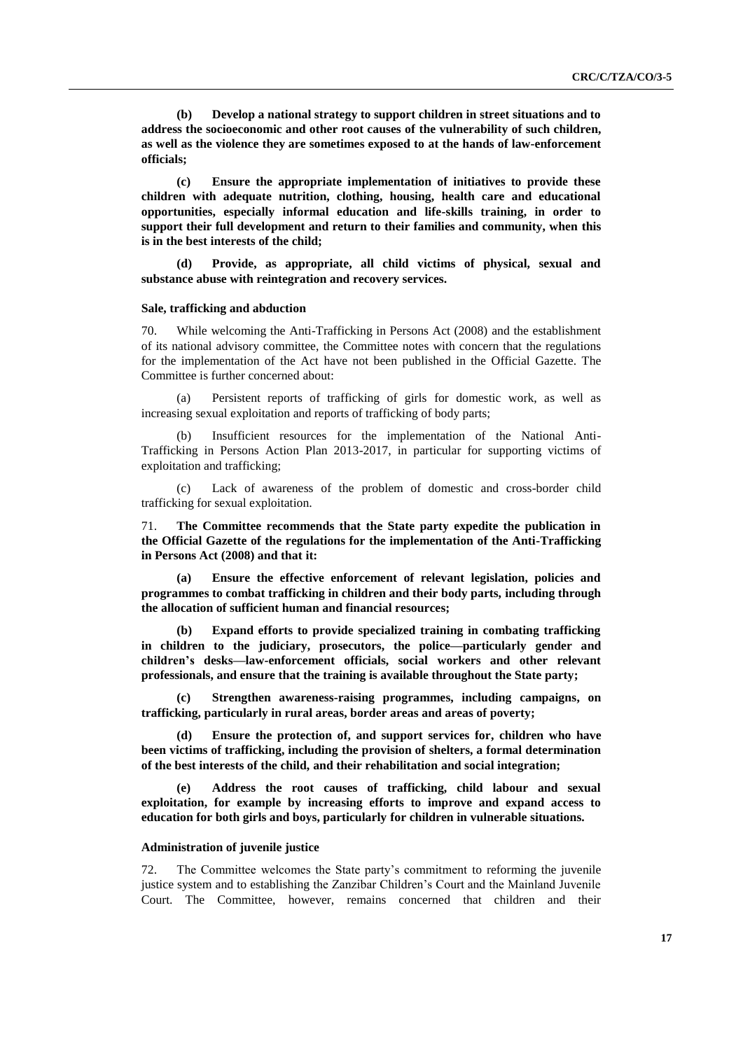**(b) Develop a national strategy to support children in street situations and to address the socioeconomic and other root causes of the vulnerability of such children, as well as the violence they are sometimes exposed to at the hands of law-enforcement officials;**

**(c) Ensure the appropriate implementation of initiatives to provide these children with adequate nutrition, clothing, housing, health care and educational opportunities, especially informal education and life-skills training, in order to support their full development and return to their families and community, when this is in the best interests of the child;**

**(d) Provide, as appropriate, all child victims of physical, sexual and substance abuse with reintegration and recovery services.**

#### Sale, trafficking and abduction

70. While welcoming the Anti-Trafficking in Persons Act (2008) and the establishment of its national advisory committee, the Committee notes with concern that the regulations for the implementation of the Act have not been published in the Official Gazette. The Committee is further concerned about:

(a) Persistent reports of trafficking of girls for domestic work, as well as increasing sexual exploitation and reports of trafficking of body parts;

(b) Insufficient resources for the implementation of the National Anti-Trafficking in Persons Action Plan 2013-2017, in particular for supporting victims of exploitation and trafficking;

(c) Lack of awareness of the problem of domestic and cross-border child trafficking for sexual exploitation.

71. **The Committee recommends that the State party expedite the publication in the Official Gazette of the regulations for the implementation of the Anti-Trafficking in Persons Act (2008) and that it:**

**(a) Ensure the effective enforcement of relevant legislation, policies and programmes to combat trafficking in children and their body parts, including through the allocation of sufficient human and financial resources;**

**(b) Expand efforts to provide specialized training in combating trafficking in children to the judiciary, prosecutors, the police—particularly gender and children's desks—law-enforcement officials, social workers and other relevant professionals, and ensure that the training is available throughout the State party;**

**(c) Strengthen awareness-raising programmes, including campaigns, on trafficking, particularly in rural areas, border areas and areas of poverty;**

**(d) Ensure the protection of, and support services for, children who have been victims of trafficking, including the provision of shelters, a formal determination of the best interests of the child, and their rehabilitation and social integration;**

**(e) Address the root causes of trafficking, child labour and sexual exploitation, for example by increasing efforts to improve and expand access to education for both girls and boys, particularly for children in vulnerable situations.**

#### Administration of juvenile justice

72. The Committee welcomes the State party's commitment to reforming the juvenile justice system and to establishing the Zanzibar Children's Court and the Mainland Juvenile Court. The Committee, however, remains concerned that children and their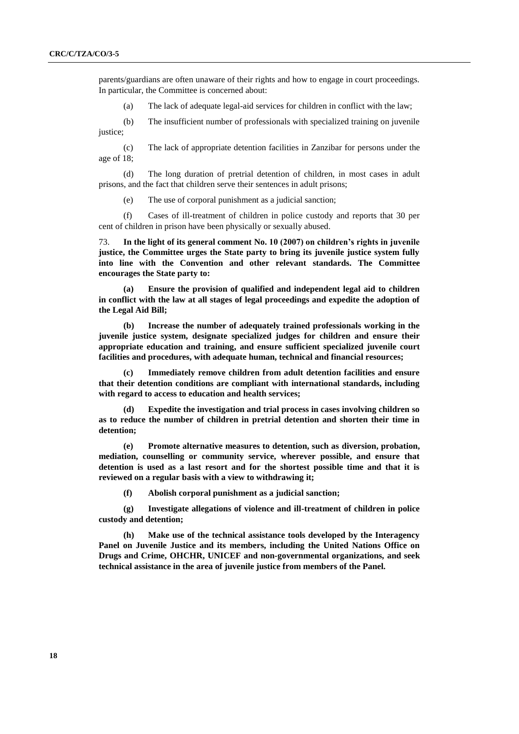parents/guardians are often unaware of their rights and how to engage in court proceedings. In particular, the Committee is concerned about:

(a) The lack of adequate legal-aid services for children in conflict with the law;

(b) The insufficient number of professionals with specialized training on juvenile justice;

(c) The lack of appropriate detention facilities in Zanzibar for persons under the age of 18;

(d) The long duration of pretrial detention of children, in most cases in adult prisons, and the fact that children serve their sentences in adult prisons;

(e) The use of corporal punishment as a judicial sanction;

(f) Cases of ill-treatment of children in police custody and reports that 30 per cent of children in prison have been physically or sexually abused.

73. **In the light of its general comment No. 10 (2007) on children's rights in juvenile justice, the Committee urges the State party to bring its juvenile justice system fully into line with the Convention and other relevant standards. The Committee encourages the State party to:**

**(a) Ensure the provision of qualified and independent legal aid to children in conflict with the law at all stages of legal proceedings and expedite the adoption of the Legal Aid Bill;**

**(b) Increase the number of adequately trained professionals working in the juvenile justice system, designate specialized judges for children and ensure their appropriate education and training, and ensure sufficient specialized juvenile court facilities and procedures, with adequate human, technical and financial resources;**

**(c) Immediately remove children from adult detention facilities and ensure that their detention conditions are compliant with international standards, including with regard to access to education and health services;**

**(d) Expedite the investigation and trial process in cases involving children so as to reduce the number of children in pretrial detention and shorten their time in detention;**

**(e) Promote alternative measures to detention, such as diversion, probation, mediation, counselling or community service, wherever possible, and ensure that detention is used as a last resort and for the shortest possible time and that it is reviewed on a regular basis with a view to withdrawing it;**

**(f) Abolish corporal punishment as a judicial sanction;**

**(g) Investigate allegations of violence and ill-treatment of children in police custody and detention;**

**(h) Make use of the technical assistance tools developed by the Interagency Panel on Juvenile Justice and its members, including the United Nations Office on Drugs and Crime, OHCHR, UNICEF and non-governmental organizations, and seek technical assistance in the area of juvenile justice from members of the Panel.**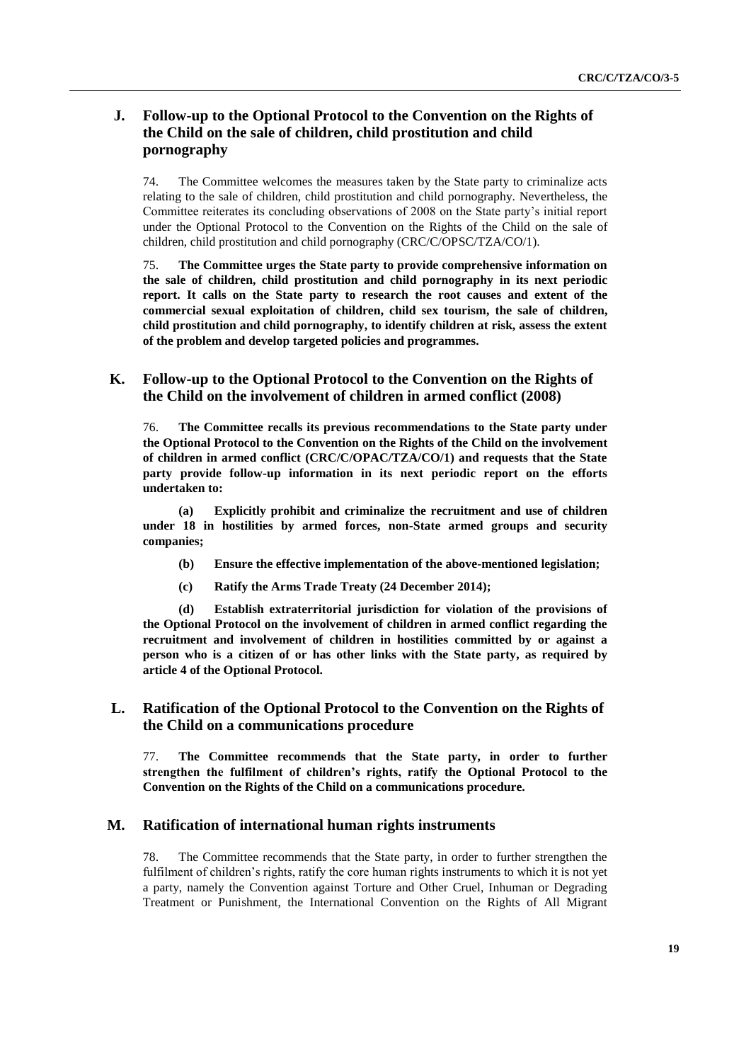## J. Follow-up to the Optional Protocol to the Convention on the Rights of the Child on the sale of children, child prostitution and child pornography

74. The Committee welcomes the measures taken by the State party to criminalize acts relating to the sale of children, child prostitution and child pornography. Nevertheless, the Committee reiterates its concluding observations of 2008 on the State party's initial report under the Optional Protocol to the Convention on the Rights of the Child on the sale of children, child prostitution and child pornography (CRC/C/OPSC/TZA/CO/1).

75. **The Committee urges the State party to provide comprehensive information on the sale of children, child prostitution and child pornography in its next periodic report. It calls on the State party to research the root causes and extent of the commercial sexual exploitation of children, child sex tourism, the sale of children, child prostitution and child pornography, to identify children at risk, assess the extent of the problem and develop targeted policies and programmes.**

## K. Follow-up to the Optional Protocol to the Convention on the Rights of the Child on the involvement of children in armed conflict (2008)

76. **The Committee recalls its previous recommendations to the State party under the Optional Protocol to the Convention on the Rights of the Child on the involvement of children in armed conflict (CRC/C/OPAC/TZA/CO/1) and requests that the State party provide follow-up information in its next periodic report on the efforts undertaken to:**

**(a) Explicitly prohibit and criminalize the recruitment and use of children under 18 in hostilities by armed forces, non-State armed groups and security companies;**

**(b) Ensure the effective implementation of the above-mentioned legislation;**

**(c) Ratify the Arms Trade Treaty (24 December 2014);**

**(d) Establish extraterritorial jurisdiction for violation of the provisions of the Optional Protocol on the involvement of children in armed conflict regarding the recruitment and involvement of children in hostilities committed by or against a person who is a citizen of or has other links with the State party, as required by article 4 of the Optional Protocol.**

## L. Ratification of the Optional Protocol to the Convention on the Rights of the Child on a communications procedure

77. **The Committee recommends that the State party, in order to further strengthen the fulfilment of children's rights, ratify the Optional Protocol to the Convention on the Rights of the Child on a communications procedure.**

## M. Ratification of international human rights instruments

78. The Committee recommends that the State party, in order to further strengthen the fulfilment of children's rights, ratify the core human rights instruments to which it is not yet a party, namely the Convention against Torture and Other Cruel, Inhuman or Degrading Treatment or Punishment, the International Convention on the Rights of All Migrant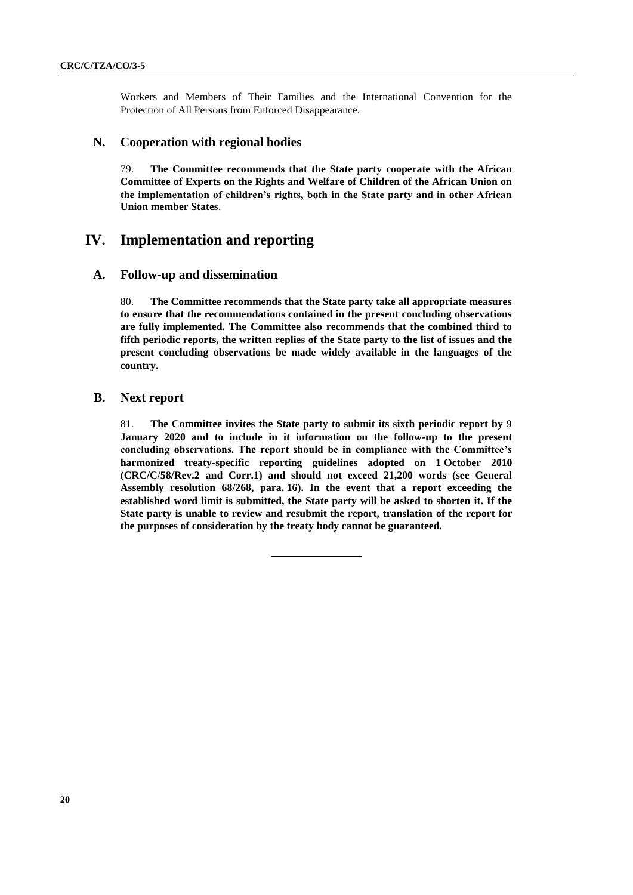Workers and Members of Their Families and the International Convention for the Protection of All Persons from Enforced Disappearance.

### N. Cooperation with regional bodies

79. **The Committee recommends that the State party cooperate with the African Committee of Experts on the Rights and Welfare of Children of the African Union on the implementation of children's rights, both in the State party and in other African Union member States**.

## IV. Implementation and reporting

### A. Follow-up and dissemination

80. **The Committee recommends that the State party take all appropriate measures to ensure that the recommendations contained in the present concluding observations are fully implemented. The Committee also recommends that the combined third to fifth periodic reports, the written replies of the State party to the list of issues and the present concluding observations be made widely available in the languages of the country.**

### B. Next report

81. **The Committee invites the State party to submit its sixth periodic report by 9 January 2020 and to include in it information on the follow-up to the present concluding observations. The report should be in compliance with the Committee's harmonized treaty-specific reporting guidelines adopted on 1 October 2010 (CRC/C/58/Rev.2 and Corr.1) and should not exceed 21,200 words (see General Assembly resolution 68/268, para. 16). In the event that a report exceeding the established word limit is submitted, the State party will be asked to shorten it. If the State party is unable to review and resubmit the report, translation of the report for the purposes of consideration by the treaty body cannot be guaranteed.**